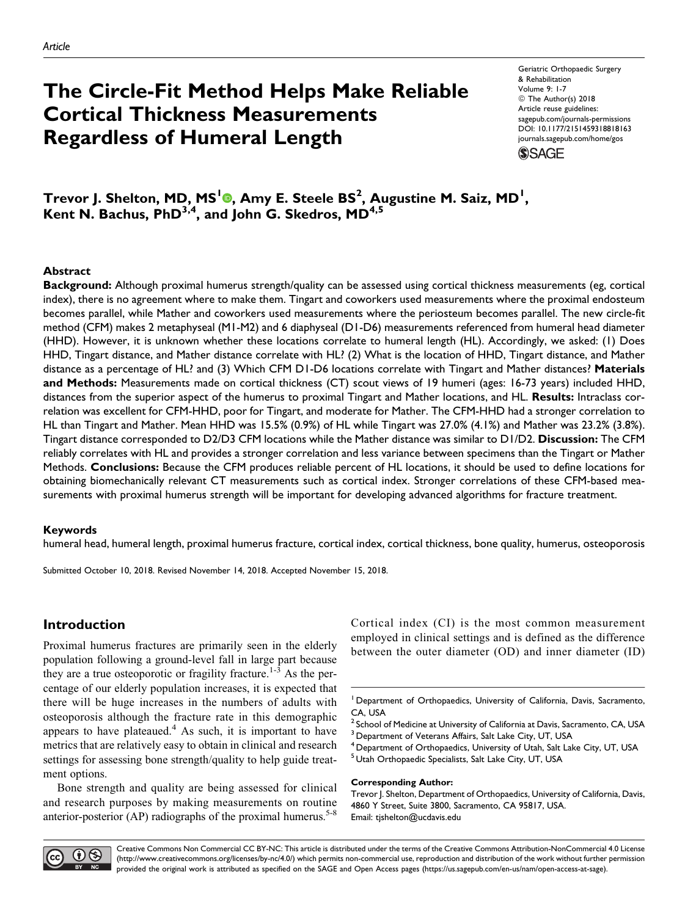*Article*

# The Circle-Fit Method Helps Make Reliable Cortical Thickness Measurements Regardless of Humeral Length

Geriatric Orthopaedic Surgery & Rehabilitation
Volume 9: 1-7
© The Author(s) 2018
Article reuse guidelines: sagepub.com/journals-permissions
DOI: 10.1177/2151459318818163
journals.sagepub.com/home/gos

**Trevor J. Shelton, MD, MS[1], Amy E. Steele BS[2], Augustine M. Saiz, MD[1], Kent N. Bachus, PhD[3,4], and John G. Skedros, MD[4,5]**

## Abstract

**Background:** Although proximal humerus strength/quality can be assessed using cortical thickness measurements (eg, cortical index), there is no agreement where to make them. Tingart and coworkers used measurements where the proximal endosteum becomes parallel, while Mather and coworkers used measurements where the periosteum becomes parallel. The new circle-fit method (CFM) makes 2 metaphyseal (M1-M2) and 6 diaphyseal (D1-D6) measurements referenced from humeral head diameter (HHD). However, it is unknown whether these locations correlate to humeral length (HL). Accordingly, we asked: (1) Does HHD, Tingart distance, and Mather distance correlate with HL? (2) What is the location of HHD, Tingart distance, and Mather distance as a percentage of HL? and (3) Which CFM D1-D6 locations correlate with Tingart and Mather distances? **Materials and Methods:** Measurements made on cortical thickness (CT) scout views of 19 humeri (ages: 16-73 years) included HHD, distances from the superior aspect of the humerus to proximal Tingart and Mather locations, and HL. **Results:** Intraclass correlation was excellent for CFM-HHD, poor for Tingart, and moderate for Mather. The CFM-HHD had a stronger correlation to HL than Tingart and Mather. Mean HHD was 15.5% (0.9%) of HL while Tingart was 27.0% (4.1%) and Mather was 23.2% (3.8%). Tingart distance corresponded to D2/D3 CFM locations while the Mather distance was similar to D1/D2. **Discussion:** The CFM reliably correlates with HL and provides a stronger correlation and less variance between specimens than the Tingart or Mather Methods. **Conclusions:** Because the CFM produces reliable percent of HL locations, it should be used to define locations for obtaining biomechanically relevant CT measurements such as cortical index. Stronger correlations of these CFM-based measurements with proximal humerus strength will be important for developing advanced algorithms for fracture treatment.

### Keywords

humeral head, humeral length, proximal humerus fracture, cortical index, cortical thickness, bone quality, humerus, osteoporosis

Submitted October 10, 2018. Revised November 14, 2018. Accepted November 15, 2018.

## Introduction

Proximal humerus fractures are primarily seen in the elderly population following a ground-level fall in large part because they are a true osteoporotic or fragility fracture.[1-3] As the percentage of our elderly population increases, it is expected that there will be huge increases in the numbers of adults with osteoporosis although the fracture rate in this demographic appears to have plateaued.[4] As such, it is important to have metrics that are relatively easy to obtain in clinical and research settings for assessing bone strength/quality to help guide treatment options.

Bone strength and quality are being assessed for clinical and research purposes by making measurements on routine anterior-posterior (AP) radiographs of the proximal humerus.[5-8] Cortical index (CI) is the most common measurement employed in clinical settings and is defined as the difference between the outer diameter (OD) and inner diameter (ID)

---

[1] Department of Orthopaedics, University of California, Davis, Sacramento, CA, USA
[2] School of Medicine at University of California at Davis, Sacramento, CA, USA
[3] Department of Veterans Affairs, Salt Lake City, UT, USA
[4] Department of Orthopaedics, University of Utah, Salt Lake City, UT, USA
[5] Utah Orthopaedic Specialists, Salt Lake City, UT, USA

**Corresponding Author:**
Trevor J. Shelton, Department of Orthopaedics, University of California, Davis, 4860 Y Street, Suite 3800, Sacramento, CA 95817, USA.
Email: tjshelton@ucdavis.edu

Creative Commons Non Commercial CC BY-NC: This article is distributed under the terms of the Creative Commons Attribution-NonCommercial 4.0 License (http://www.creativecommons.org/licenses/by-nc/4.0/) which permits non-commercial use, reproduction and distribution of the work without further permission provided the original work is attributed as specified on the SAGE and Open Access pages (https://us.sagepub.com/en-us/nam/open-access-at-sage).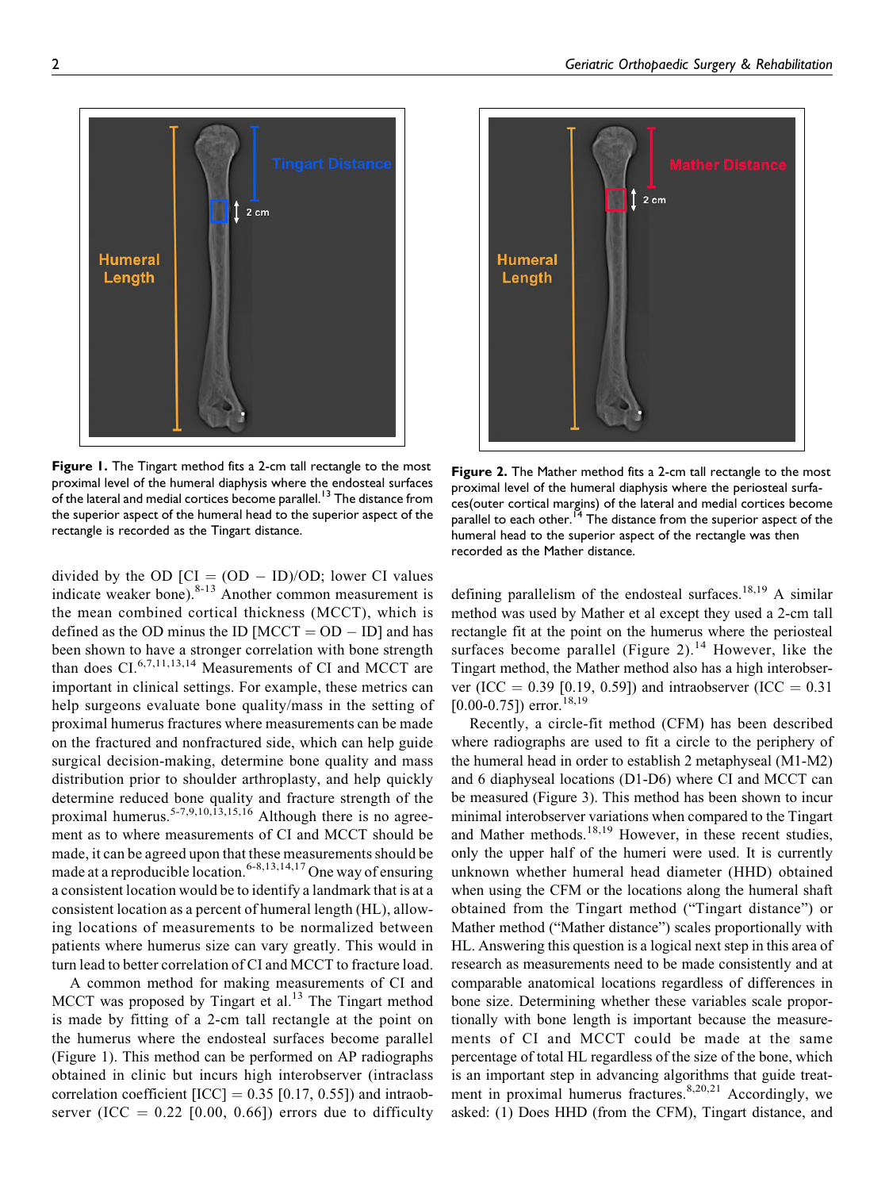Figure 1. The Tingart method fits a 2-cm tall rectangle to the most proximal level of the humeral diaphysis where the endosteal surfaces of the lateral and medial cortices become parallel.[13] The distance from the superior aspect of the humeral head to the superior aspect of the rectangle is recorded as the Tingart distance.

Figure 2. The Mather method fits a 2-cm tall rectangle to the most proximal level of the humeral diaphysis where the periosteal surfaces(outer cortical margins) of the lateral and medial cortices become parallel to each other.[14] The distance from the superior aspect of the humeral head to the superior aspect of the rectangle was then recorded as the Mather distance.

divided by the OD [CI = (OD − ID)/OD; lower CI values indicate weaker bone).[8-13] Another common measurement is the mean combined cortical thickness (MCCT), which is defined as the OD minus the ID [MCCT = OD − ID] and has been shown to have a stronger correlation with bone strength than does CI.[6,7,11,13,14] Measurements of CI and MCCT are important in clinical settings. For example, these metrics can help surgeons evaluate bone quality/mass in the setting of proximal humerus fractures where measurements can be made on the fractured and nonfractured side, which can help guide surgical decision-making, determine bone quality and mass distribution prior to shoulder arthroplasty, and help quickly determine reduced bone quality and fracture strength of the proximal humerus.[5-7,9,10,13,15,16] Although there is no agreement as to where measurements of CI and MCCT should be made, it can be agreed upon that these measurements should be made at a reproducible location.[6-8,13,14,17] One way of ensuring a consistent location would be to identify a landmark that is at a consistent location as a percent of humeral length (HL), allowing locations of measurements to be normalized between patients where humerus size can vary greatly. This would in turn lead to better correlation of CI and MCCT to fracture load.

A common method for making measurements of CI and MCCT was proposed by Tingart et al.[13] The Tingart method is made by fitting of a 2-cm tall rectangle at the point on the humerus where the endosteal surfaces become parallel (Figure 1). This method can be performed on AP radiographs obtained in clinic but incurs high interobserver (intraclass correlation coefficient [ICC] = 0.35 [0.17, 0.55]) and intraobserver (ICC = 0.22 [0.00, 0.66]) errors due to difficulty defining parallelism of the endosteal surfaces.[18,19] A similar method was used by Mather et al except they used a 2-cm tall rectangle fit at the point on the humerus where the periosteal surfaces become parallel (Figure 2).[14] However, like the Tingart method, the Mather method also has a high interobserver (ICC = 0.39 [0.19, 0.59]) and intraobserver (ICC = 0.31 [0.00-0.75]) error.[18,19]

Recently, a circle-fit method (CFM) has been described where radiographs are used to fit a circle to the periphery of the humeral head in order to establish 2 metaphyseal (M1-M2) and 6 diaphyseal locations (D1-D6) where CI and MCCT can be measured (Figure 3). This method has been shown to incur minimal interobserver variations when compared to the Tingart and Mather methods.[18,19] However, in these recent studies, only the upper half of the humeri were used. It is currently unknown whether humeral head diameter (HHD) obtained when using the CFM or the locations along the humeral shaft obtained from the Tingart method ("Tingart distance") or Mather method ("Mather distance") scales proportionally with HL. Answering this question is a logical next step in this area of research as measurements need to be made consistently and at comparable anatomical locations regardless of differences in bone size. Determining whether these variables scale proportionally with bone length is important because the measurements of CI and MCCT could be made at the same percentage of total HL regardless of the size of the bone, which is an important step in advancing algorithms that guide treatment in proximal humerus fractures.[8,20,21] Accordingly, we asked: (1) Does HHD (from the CFM), Tingart distance, and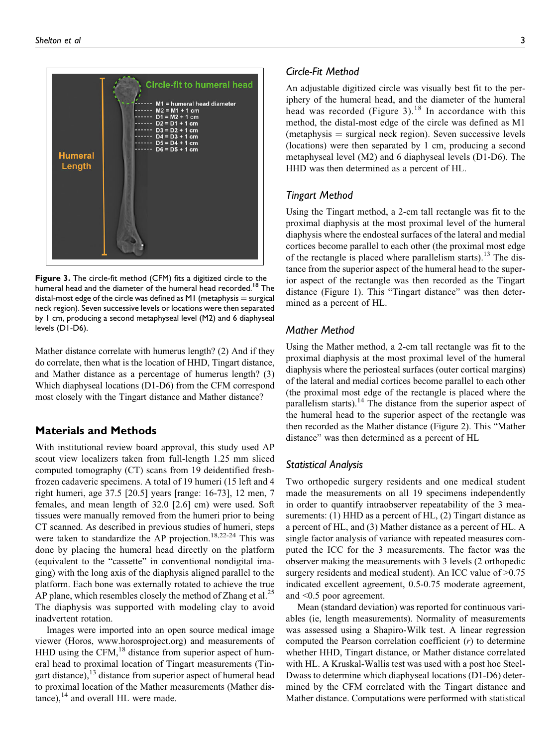Figure 3. The circle-fit method (CFM) fits a digitized circle to the humeral head and the diameter of the humeral head recorded.[18] The distal-most edge of the circle was defined as M1 (metaphysis = surgical neck region). Seven successive levels or locations were then separated by 1 cm, producing a second metaphyseal level (M2) and 6 diaphyseal levels (D1-D6).

Mather distance correlate with humerus length? (2) And if they do correlate, then what is the location of HHD, Tingart distance, and Mather distance as a percentage of humerus length? (3) Which diaphyseal locations (D1-D6) from the CFM correspond most closely with the Tingart distance and Mather distance?

## Materials and Methods

With institutional review board approval, this study used AP scout view localizers taken from full-length 1.25 mm sliced computed tomography (CT) scans from 19 deidentified fresh-frozen cadaveric specimens. A total of 19 humeri (15 left and 4 right humeri, age 37.5 [20.5] years [range: 16-73], 12 men, 7 females, and mean length of 32.0 [2.6] cm) were used. Soft tissues were manually removed from the humeri prior to being CT scanned. As described in previous studies of humeri, steps were taken to standardize the AP projection.[18,22-24] This was done by placing the humeral head directly on the platform (equivalent to the "cassette" in conventional nondigital imaging) with the long axis of the diaphysis aligned parallel to the platform. Each bone was externally rotated to achieve the true AP plane, which resembles closely the method of Zhang et al.[25] The diaphysis was supported with modeling clay to avoid inadvertent rotation.

Images were imported into an open source medical image viewer (Horos, www.horosproject.org) and measurements of HHD using the CFM,[18] distance from superior aspect of humeral head to proximal location of Tingart measurements (Tingart distance),[13] distance from superior aspect of humeral head to proximal location of the Mather measurements (Mather distance),[14] and overall HL were made.

### Circle-Fit Method

An adjustable digitized circle was visually best fit to the periphery of the humeral head, and the diameter of the humeral head was recorded (Figure 3).[18] In accordance with this method, the distal-most edge of the circle was defined as M1 (metaphysis = surgical neck region). Seven successive levels (locations) were then separated by 1 cm, producing a second metaphyseal level (M2) and 6 diaphyseal levels (D1-D6). The HHD was then determined as a percent of HL.

### Tingart Method

Using the Tingart method, a 2-cm tall rectangle was fit to the proximal diaphysis at the most proximal level of the humeral diaphysis where the endosteal surfaces of the lateral and medial cortices become parallel to each other (the proximal most edge of the rectangle is placed where parallelism starts).[13] The distance from the superior aspect of the humeral head to the superior aspect of the rectangle was then recorded as the Tingart distance (Figure 1). This "Tingart distance" was then determined as a percent of HL.

### Mather Method

Using the Mather method, a 2-cm tall rectangle was fit to the proximal diaphysis at the most proximal level of the humeral diaphysis where the periosteal surfaces (outer cortical margins) of the lateral and medial cortices become parallel to each other (the proximal most edge of the rectangle is placed where the parallelism starts).[14] The distance from the superior aspect of the humeral head to the superior aspect of the rectangle was then recorded as the Mather distance (Figure 2). This "Mather distance" was then determined as a percent of HL

### Statistical Analysis

Two orthopedic surgery residents and one medical student made the measurements on all 19 specimens independently in order to quantify intraobserver repeatability of the 3 measurements: (1) HHD as a percent of HL, (2) Tingart distance as a percent of HL, and (3) Mather distance as a percent of HL. A single factor analysis of variance with repeated measures computed the ICC for the 3 measurements. The factor was the observer making the measurements with 3 levels (2 orthopedic surgery residents and medical student). An ICC value of >0.75 indicated excellent agreement, 0.5-0.75 moderate agreement, and <0.5 poor agreement.

Mean (standard deviation) was reported for continuous variables (ie, length measurements). Normality of measurements was assessed using a Shapiro-Wilk test. A linear regression computed the Pearson correlation coefficient ($r$) to determine whether HHD, Tingart distance, or Mather distance correlated with HL. A Kruskal-Wallis test was used with a post hoc Steel-Dwass to determine which diaphyseal locations (D1-D6) determined by the CFM correlated with the Tingart distance and Mather distance. Computations were performed with statistical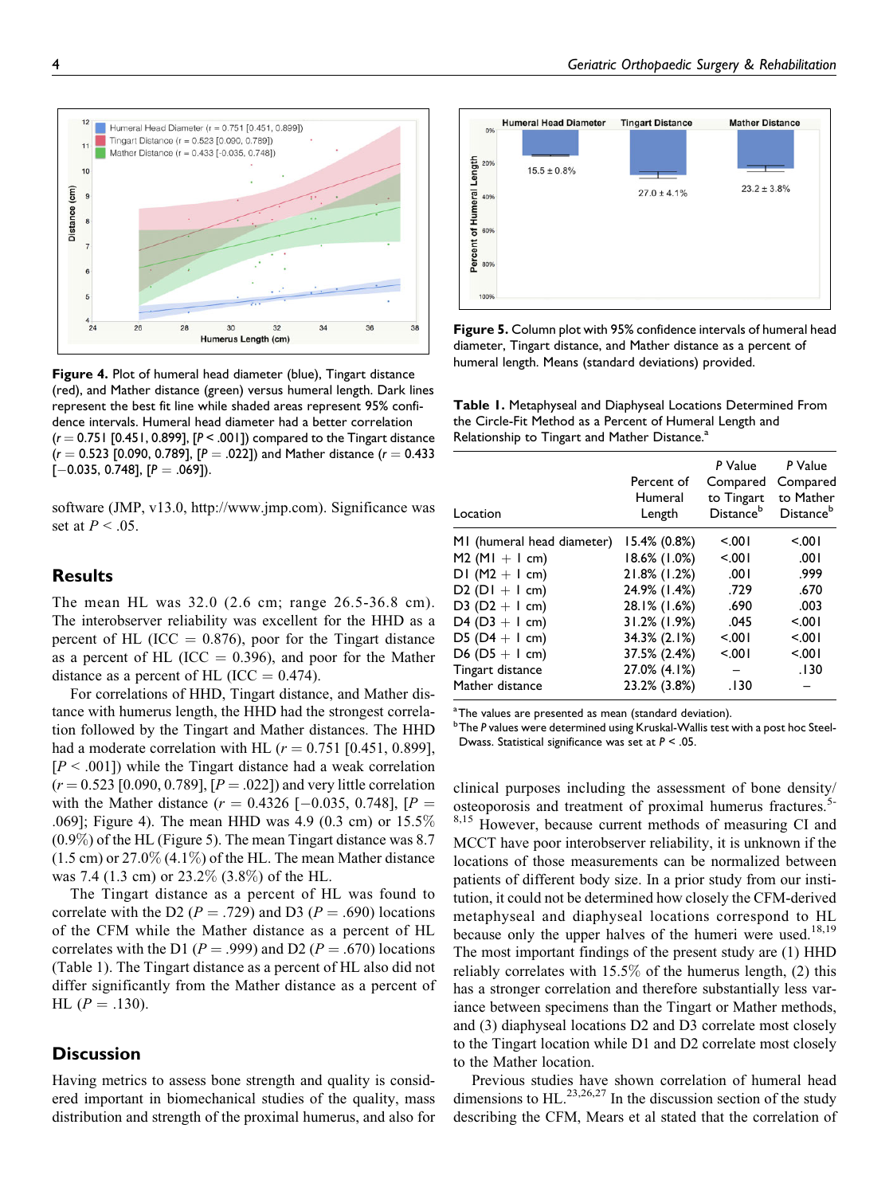Figure 4. Plot of humeral head diameter (blue), Tingart distance (red), and Mather distance (green) versus humeral length. Dark lines represent the best fit line while shaded areas represent 95% confidence intervals. Humeral head diameter had a better correlation ($r = 0.751$ [0.451, 0.899], [$P < .001$]) compared to the Tingart distance ($r = 0.523$ [0.090, 0.789], [$P = .022$]) and Mather distance ($r = 0.433$ [−0.035, 0.748], [$P = .069$]).

software (JMP, v13.0, http://www.jmp.com). Significance was set at $P < .05$.

## Results

The mean HL was 32.0 (2.6 cm; range 26.5-36.8 cm). The interobserver reliability was excellent for the HHD as a percent of HL (ICC = 0.876), poor for the Tingart distance as a percent of HL (ICC = 0.396), and poor for the Mather distance as a percent of HL (ICC = 0.474).

For correlations of HHD, Tingart distance, and Mather distance with humerus length, the HHD had the strongest correlation followed by the Tingart and Mather distances. The HHD had a moderate correlation with HL ($r = 0.751$ [0.451, 0.899], [$P < .001$]) while the Tingart distance had a weak correlation ($r = 0.523$ [0.090, 0.789], [$P = .022$]) and very little correlation with the Mather distance ($r = 0.4326$ [−0.035, 0.748], [$P = .069$]; Figure 4). The mean HHD was 4.9 (0.3 cm) or 15.5% (0.9%) of the HL (Figure 5). The mean Tingart distance was 8.7 (1.5 cm) or 27.0% (4.1%) of the HL. The mean Mather distance was 7.4 (1.3 cm) or 23.2% (3.8%) of the HL.

The Tingart distance as a percent of HL was found to correlate with the D2 ($P = .729$) and D3 ($P = .690$) locations of the CFM while the Mather distance as a percent of HL correlates with the D1 ($P = .999$) and D2 ($P = .670$) locations (Table 1). The Tingart distance as a percent of HL also did not differ significantly from the Mather distance as a percent of HL ($P = .130$).

## Discussion

Having metrics to assess bone strength and quality is considered important in biomechanical studies of the quality, mass distribution and strength of the proximal humerus, and also for

Figure 5. Column plot with 95% confidence intervals of humeral head diameter, Tingart distance, and Mather distance as a percent of humeral length. Means (standard deviations) provided.

Table 1. Metaphyseal and Diaphyseal Locations Determined From the Circle-Fit Method as a Percent of Humeral Length and Relationship to Tingart and Mather Distance.[a]

| Location | Percent of Humeral Length | P Value Compared to Tingart Distance[b] | P Value Compared to Mather Distance[b] |
|---|---|---|---|
| M1 (humeral head diameter) | 15.4% (0.8%) | <.001 | <.001 |
| M2 (M1 + 1 cm) | 18.6% (1.0%) | <.001 | .001 |
| D1 (M2 + 1 cm) | 21.8% (1.2%) | .001 | .999 |
| D2 (D1 + 1 cm) | 24.9% (1.4%) | .729 | .670 |
| D3 (D2 + 1 cm) | 28.1% (1.6%) | .690 | .003 |
| D4 (D3 + 1 cm) | 31.2% (1.9%) | .045 | <.001 |
| D5 (D4 + 1 cm) | 34.3% (2.1%) | <.001 | <.001 |
| D6 (D5 + 1 cm) | 37.5% (2.4%) | <.001 | <.001 |
| Tingart distance | 27.0% (4.1%) | – | .130 |
| Mather distance | 23.2% (3.8%) | .130 | – |

[a]The values are presented as mean (standard deviation).
[b]The P values were determined using Kruskal-Wallis test with a post hoc Steel-Dwass. Statistical significance was set at $P < .05$.

clinical purposes including the assessment of bone density/osteoporosis and treatment of proximal humerus fractures.[5-8,15] However, because current methods of measuring CI and MCCT have poor interobserver reliability, it is unknown if the locations of those measurements can be normalized between patients of different body size. In a prior study from our institution, it could not be determined how closely the CFM-derived metaphyseal and diaphyseal locations correspond to HL because only the upper halves of the humeri were used.[18,19] The most important findings of the present study are (1) HHD reliably correlates with 15.5% of the humerus length, (2) this has a stronger correlation and therefore substantially less variance between specimens than the Tingart or Mather methods, and (3) diaphyseal locations D2 and D3 correlate most closely to the Tingart location while D1 and D2 correlate most closely to the Mather location.

Previous studies have shown correlation of humeral head dimensions to HL.[23,26,27] In the discussion section of the study describing the CFM, Mears et al stated that the correlation of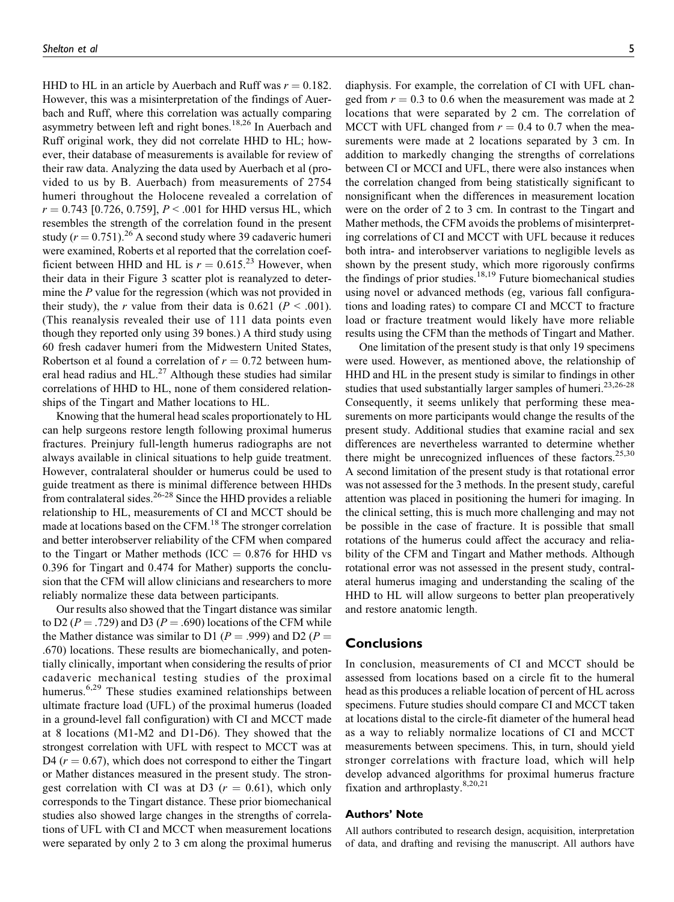HHD to HL in an article by Auerbach and Ruff was $r = 0.182$. However, this was a misinterpretation of the findings of Auerbach and Ruff, where this correlation was actually comparing asymmetry between left and right bones.[18,26] In Auerbach and Ruff original work, they did not correlate HHD to HL; however, their database of measurements is available for review of their raw data. Analyzing the data used by Auerbach et al (provided to us by B. Auerbach) from measurements of 2754 humeri throughout the Holocene revealed a correlation of $r = 0.743$ [0.726, 0.759], $P < .001$ for HHD versus HL, which resembles the strength of the correlation found in the present study ($r = 0.751$).[26] A second study where 39 cadaveric humeri were examined, Roberts et al reported that the correlation coefficient between HHD and HL is $r = 0.615$.[23] However, when their data in their Figure 3 scatter plot is reanalyzed to determine the $P$ value for the regression (which was not provided in their study), the $r$ value from their data is 0.621 ($P < .001$). (This reanalysis revealed their use of 111 data points even though they reported only using 39 bones.) A third study using 60 fresh cadaver humeri from the Midwestern United States, Robertson et al found a correlation of $r = 0.72$ between humeral head radius and HL.[27] Although these studies had similar correlations of HHD to HL, none of them considered relationships of the Tingart and Mather locations to HL.

Knowing that the humeral head scales proportionately to HL can help surgeons restore length following proximal humerus fractures. Preinjury full-length humerus radiographs are not always available in clinical situations to help guide treatment. However, contralateral shoulder or humerus could be used to guide treatment as there is minimal difference between HHDs from contralateral sides.[26-28] Since the HHD provides a reliable relationship to HL, measurements of CI and MCCT should be made at locations based on the CFM.[18] The stronger correlation and better interobserver reliability of the CFM when compared to the Tingart or Mather methods (ICC = 0.876 for HHD vs 0.396 for Tingart and 0.474 for Mather) supports the conclusion that the CFM will allow clinicians and researchers to more reliably normalize these data between participants.

Our results also showed that the Tingart distance was similar to D2 ($P = .729$) and D3 ($P = .690$) locations of the CFM while the Mather distance was similar to D1 ($P = .999$) and D2 ($P = .670$) locations. These results are biomechanically, and potentially clinically, important when considering the results of prior cadaveric mechanical testing studies of the proximal humerus.[6,29] These studies examined relationships between ultimate fracture load (UFL) of the proximal humerus (loaded in a ground-level fall configuration) with CI and MCCT made at 8 locations (M1-M2 and D1-D6). They showed that the strongest correlation with UFL with respect to MCCT was at D4 ($r = 0.67$), which does not correspond to either the Tingart or Mather distances measured in the present study. The strongest correlation with CI was at D3 ($r = 0.61$), which only corresponds to the Tingart distance. These prior biomechanical studies also showed large changes in the strengths of correlations of UFL with CI and MCCT when measurement locations were separated by only 2 to 3 cm along the proximal humerus diaphysis. For example, the correlation of CI with UFL changed from $r = 0.3$ to 0.6 when the measurement was made at 2 locations that were separated by 2 cm. The correlation of MCCT with UFL changed from $r = 0.4$ to 0.7 when the measurements were made at 2 locations separated by 3 cm. In addition to markedly changing the strengths of correlations between CI or MCCI and UFL, there were also instances when the correlation changed from being statistically significant to nonsignificant when the differences in measurement location were on the order of 2 to 3 cm. In contrast to the Tingart and Mather methods, the CFM avoids the problems of misinterpreting correlations of CI and MCCT with UFL because it reduces both intra- and interobserver variations to negligible levels as shown by the present study, which more rigorously confirms the findings of prior studies.[18,19] Future biomechanical studies using novel or advanced methods (eg, various fall configurations and loading rates) to compare CI and MCCT to fracture load or fracture treatment would likely have more reliable results using the CFM than the methods of Tingart and Mather.

One limitation of the present study is that only 19 specimens were used. However, as mentioned above, the relationship of HHD and HL in the present study is similar to findings in other studies that used substantially larger samples of humeri.[23,26-28] Consequently, it seems unlikely that performing these measurements on more participants would change the results of the present study. Additional studies that examine racial and sex differences are nevertheless warranted to determine whether there might be unrecognized influences of these factors.[25,30] A second limitation of the present study is that rotational error was not assessed for the 3 methods. In the present study, careful attention was placed in positioning the humeri for imaging. In the clinical setting, this is much more challenging and may not be possible in the case of fracture. It is possible that small rotations of the humerus could affect the accuracy and reliability of the CFM and Tingart and Mather methods. Although rotational error was not assessed in the present study, contralateral humerus imaging and understanding the scaling of the HHD to HL will allow surgeons to better plan preoperatively and restore anatomic length.

## Conclusions

In conclusion, measurements of CI and MCCT should be assessed from locations based on a circle fit to the humeral head as this produces a reliable location of percent of HL across specimens. Future studies should compare CI and MCCT taken at locations distal to the circle-fit diameter of the humeral head as a way to reliably normalize locations of CI and MCCT measurements between specimens. This, in turn, should yield stronger correlations with fracture load, which will help develop advanced algorithms for proximal humerus fracture fixation and arthroplasty.[8,20,21]

### Authors' Note

All authors contributed to research design, acquisition, interpretation of data, and drafting and revising the manuscript. All authors have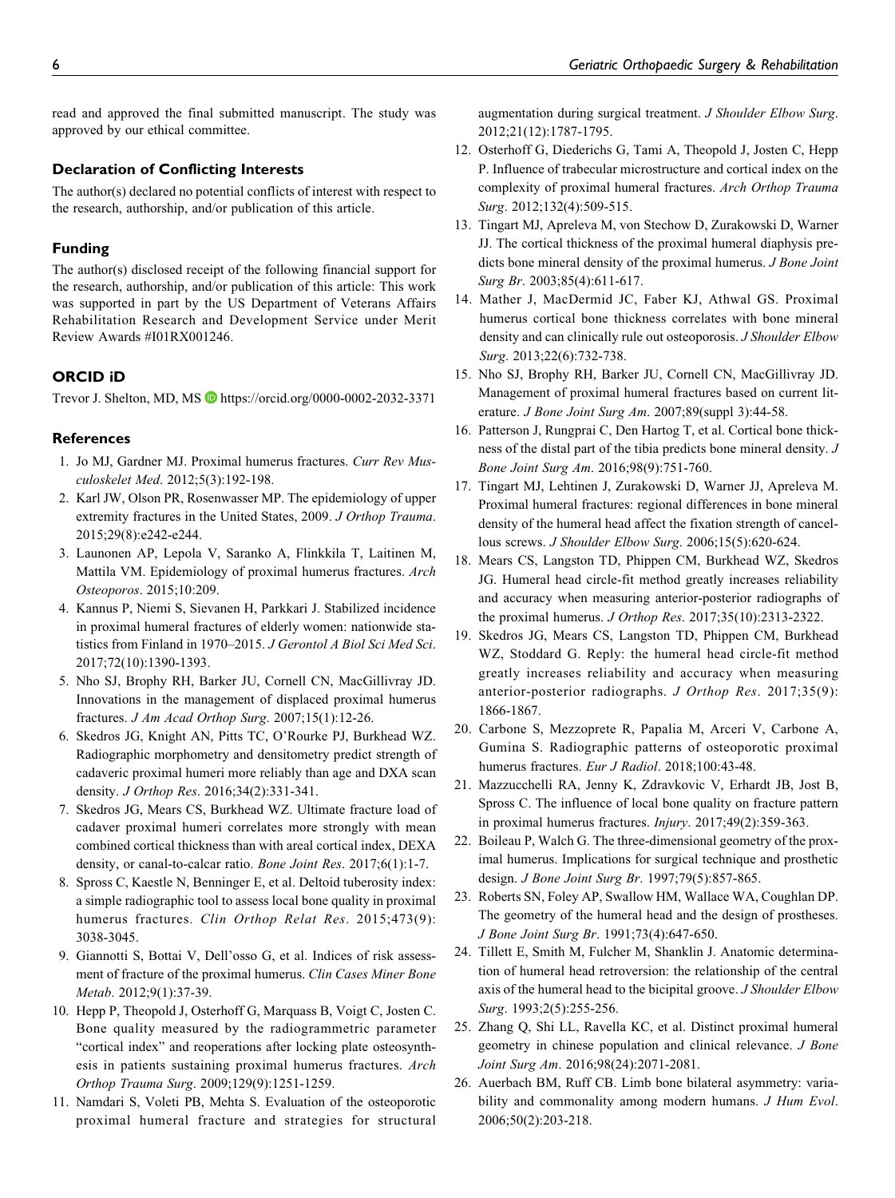read and approved the final submitted manuscript. The study was approved by our ethical committee.

### Declaration of Conflicting Interests

The author(s) declared no potential conflicts of interest with respect to the research, authorship, and/or publication of this article.

### Funding

The author(s) disclosed receipt of the following financial support for the research, authorship, and/or publication of this article: This work was supported in part by the US Department of Veterans Affairs Rehabilitation Research and Development Service under Merit Review Awards #I01RX001246.

### ORCID iD

Trevor J. Shelton, MD, MS https://orcid.org/0000-0002-2032-3371

### References

1. Jo MJ, Gardner MJ. Proximal humerus fractures. *Curr Rev Musculoskelet Med*. 2012;5(3):192-198.
2. Karl JW, Olson PR, Rosenwasser MP. The epidemiology of upper extremity fractures in the United States, 2009. *J Orthop Trauma*. 2015;29(8):e242-e244.
3. Launonen AP, Lepola V, Saranko A, Flinkkila T, Laitinen M, Mattila VM. Epidemiology of proximal humerus fractures. *Arch Osteoporos*. 2015;10:209.
4. Kannus P, Niemi S, Sievanen H, Parkkari J. Stabilized incidence in proximal humeral fractures of elderly women: nationwide statistics from Finland in 1970–2015. *J Gerontol A Biol Sci Med Sci*. 2017;72(10):1390-1393.
5. Nho SJ, Brophy RH, Barker JU, Cornell CN, MacGillivray JD. Innovations in the management of displaced proximal humerus fractures. *J Am Acad Orthop Surg*. 2007;15(1):12-26.
6. Skedros JG, Knight AN, Pitts TC, O'Rourke PJ, Burkhead WZ. Radiographic morphometry and densitometry predict strength of cadaveric proximal humeri more reliably than age and DXA scan density. *J Orthop Res*. 2016;34(2):331-341.
7. Skedros JG, Mears CS, Burkhead WZ. Ultimate fracture load of cadaver proximal humeri correlates more strongly with mean combined cortical thickness than with areal cortical index, DEXA density, or canal-to-calcar ratio. *Bone Joint Res*. 2017;6(1):1-7.
8. Spross C, Kaestle N, Benninger E, et al. Deltoid tuberosity index: a simple radiographic tool to assess local bone quality in proximal humerus fractures. *Clin Orthop Relat Res*. 2015;473(9): 3038-3045.
9. Giannotti S, Bottai V, Dell'osso G, et al. Indices of risk assessment of fracture of the proximal humerus. *Clin Cases Miner Bone Metab*. 2012;9(1):37-39.
10. Hepp P, Theopold J, Osterhoff G, Marquass B, Voigt C, Josten C. Bone quality measured by the radiogrammetric parameter "cortical index" and reoperations after locking plate osteosynthesis in patients sustaining proximal humerus fractures. *Arch Orthop Trauma Surg*. 2009;129(9):1251-1259.
11. Namdari S, Voleti PB, Mehta S. Evaluation of the osteoporotic proximal humeral fracture and strategies for structural augmentation during surgical treatment. *J Shoulder Elbow Surg*. 2012;21(12):1787-1795.
12. Osterhoff G, Diederichs G, Tami A, Theopold J, Josten C, Hepp P. Influence of trabecular microstructure and cortical index on the complexity of proximal humeral fractures. *Arch Orthop Trauma Surg*. 2012;132(4):509-515.
13. Tingart MJ, Apreleva M, von Stechow D, Zurakowski D, Warner JJ. The cortical thickness of the proximal humeral diaphysis predicts bone mineral density of the proximal humerus. *J Bone Joint Surg Br*. 2003;85(4):611-617.
14. Mather J, MacDermid JC, Faber KJ, Athwal GS. Proximal humerus cortical bone thickness correlates with bone mineral density and can clinically rule out osteoporosis. *J Shoulder Elbow Surg*. 2013;22(6):732-738.
15. Nho SJ, Brophy RH, Barker JU, Cornell CN, MacGillivray JD. Management of proximal humeral fractures based on current literature. *J Bone Joint Surg Am*. 2007;89(suppl 3):44-58.
16. Patterson J, Rungprai C, Den Hartog T, et al. Cortical bone thickness of the distal part of the tibia predicts bone mineral density. *J Bone Joint Surg Am*. 2016;98(9):751-760.
17. Tingart MJ, Lehtinen J, Zurakowski D, Warner JJ, Apreleva M. Proximal humeral fractures: regional differences in bone mineral density of the humeral head affect the fixation strength of cancellous screws. *J Shoulder Elbow Surg*. 2006;15(5):620-624.
18. Mears CS, Langston TD, Phippen CM, Burkhead WZ, Skedros JG. Humeral head circle-fit method greatly increases reliability and accuracy when measuring anterior-posterior radiographs of the proximal humerus. *J Orthop Res*. 2017;35(10):2313-2322.
19. Skedros JG, Mears CS, Langston TD, Phippen CM, Burkhead WZ, Stoddard G. Reply: the humeral head circle-fit method greatly increases reliability and accuracy when measuring anterior-posterior radiographs. *J Orthop Res*. 2017;35(9): 1866-1867.
20. Carbone S, Mezzoprete R, Papalia M, Arceri V, Carbone A, Gumina S. Radiographic patterns of osteoporotic proximal humerus fractures. *Eur J Radiol*. 2018;100:43-48.
21. Mazzucchelli RA, Jenny K, Zdravkovic V, Erhardt JB, Jost B, Spross C. The influence of local bone quality on fracture pattern in proximal humerus fractures. *Injury*. 2017;49(2):359-363.
22. Boileau P, Walch G. The three-dimensional geometry of the proximal humerus. Implications for surgical technique and prosthetic design. *J Bone Joint Surg Br*. 1997;79(5):857-865.
23. Roberts SN, Foley AP, Swallow HM, Wallace WA, Coughlan DP. The geometry of the humeral head and the design of prostheses. *J Bone Joint Surg Br*. 1991;73(4):647-650.
24. Tillett E, Smith M, Fulcher M, Shanklin J. Anatomic determination of humeral head retroversion: the relationship of the central axis of the humeral head to the bicipital groove. *J Shoulder Elbow Surg*. 1993;2(5):255-256.
25. Zhang Q, Shi LL, Ravella KC, et al. Distinct proximal humeral geometry in chinese population and clinical relevance. *J Bone Joint Surg Am*. 2016;98(24):2071-2081.
26. Auerbach BM, Ruff CB. Limb bone bilateral asymmetry: variability and commonality among modern humans. *J Hum Evol*. 2006;50(2):203-218.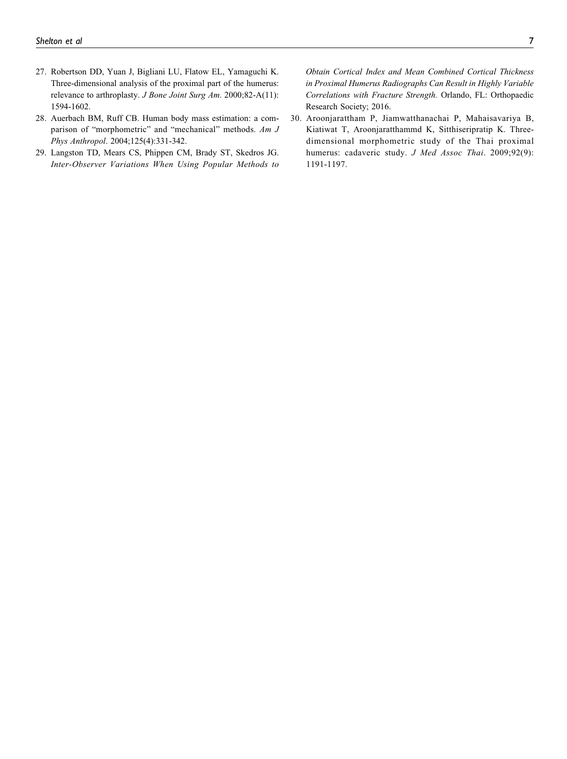27. Robertson DD, Yuan J, Bigliani LU, Flatow EL, Yamaguchi K. Three-dimensional analysis of the proximal part of the humerus: relevance to arthroplasty. *J Bone Joint Surg Am*. 2000;82-A(11): 1594-1602.
28. Auerbach BM, Ruff CB. Human body mass estimation: a comparison of "morphometric" and "mechanical" methods. *Am J Phys Anthropol*. 2004;125(4):331-342.
29. Langston TD, Mears CS, Phippen CM, Brady ST, Skedros JG. *Inter-Observer Variations When Using Popular Methods to Obtain Cortical Index and Mean Combined Cortical Thickness in Proximal Humerus Radiographs Can Result in Highly Variable Correlations with Fracture Strength.* Orlando, FL: Orthopaedic Research Society; 2016.
30. Aroonjarattham P, Jiamwatthanachai P, Mahaisavariya B, Kiatiwat T, Aroonjaratthammd K, Sitthiseripratip K. Three-dimensional morphometric study of the Thai proximal humerus: cadaveric study. *J Med Assoc Thai*. 2009;92(9): 1191-1197.